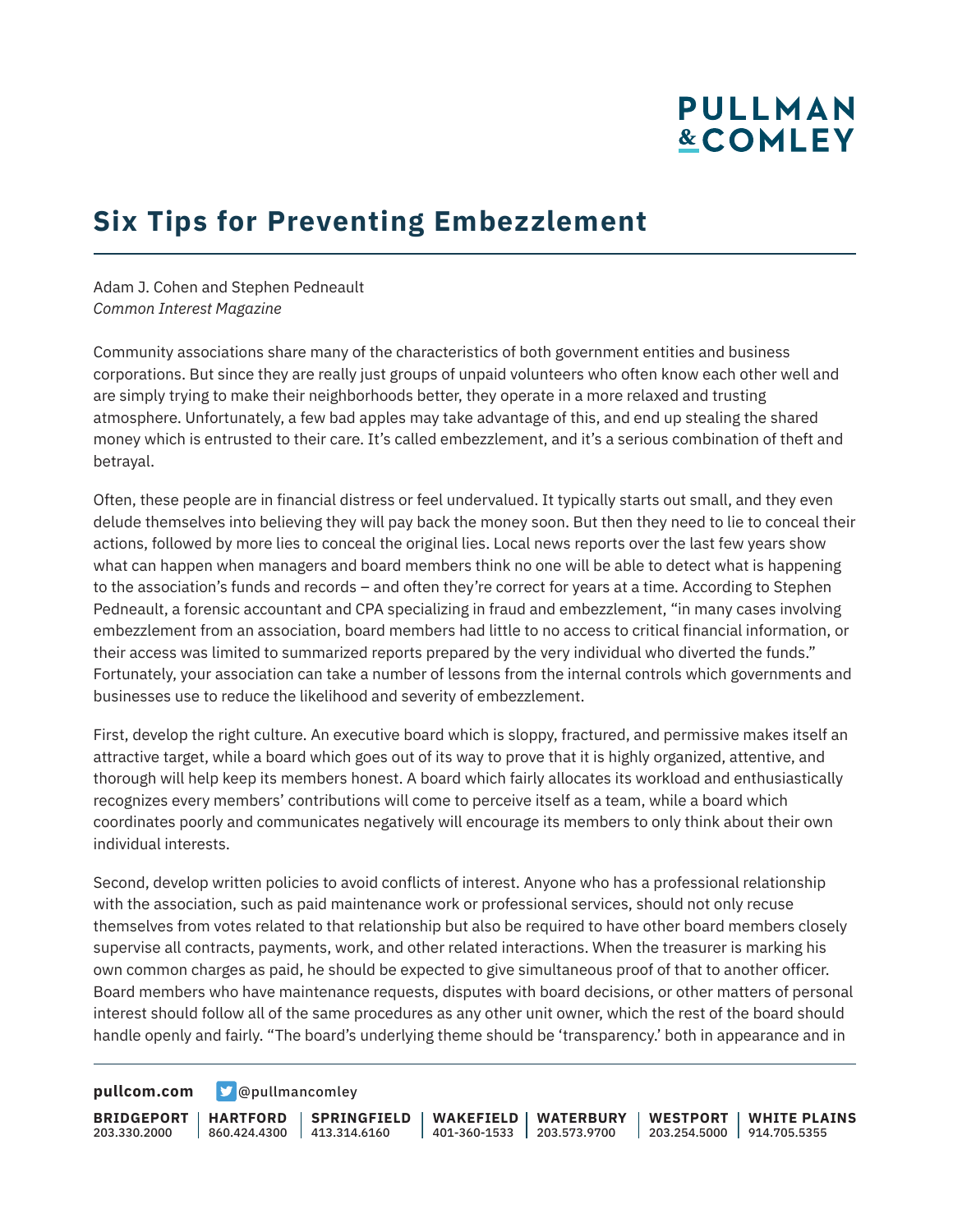# Six Tips for Preventing Embezzlement

Adam J. Cohen and Stephen Pedneault
*Common Interest Magazine*

Community associations share many of the characteristics of both government entities and business corporations. But since they are really just groups of unpaid volunteers who often know each other well and are simply trying to make their neighborhoods better, they operate in a more relaxed and trusting atmosphere. Unfortunately, a few bad apples may take advantage of this, and end up stealing the shared money which is entrusted to their care. It's called embezzlement, and it's a serious combination of theft and betrayal.

Often, these people are in financial distress or feel undervalued. It typically starts out small, and they even delude themselves into believing they will pay back the money soon. But then they need to lie to conceal their actions, followed by more lies to conceal the original lies. Local news reports over the last few years show what can happen when managers and board members think no one will be able to detect what is happening to the association's funds and records – and often they're correct for years at a time. According to Stephen Pedneault, a forensic accountant and CPA specializing in fraud and embezzlement, "in many cases involving embezzlement from an association, board members had little to no access to critical financial information, or their access was limited to summarized reports prepared by the very individual who diverted the funds." Fortunately, your association can take a number of lessons from the internal controls which governments and businesses use to reduce the likelihood and severity of embezzlement.

First, develop the right culture. An executive board which is sloppy, fractured, and permissive makes itself an attractive target, while a board which goes out of its way to prove that it is highly organized, attentive, and thorough will help keep its members honest. A board which fairly allocates its workload and enthusiastically recognizes every members' contributions will come to perceive itself as a team, while a board which coordinates poorly and communicates negatively will encourage its members to only think about their own individual interests.

Second, develop written policies to avoid conflicts of interest. Anyone who has a professional relationship with the association, such as paid maintenance work or professional services, should not only recuse themselves from votes related to that relationship but also be required to have other board members closely supervise all contracts, payments, work, and other related interactions. When the treasurer is marking his own common charges as paid, he should be expected to give simultaneous proof of that to another officer. Board members who have maintenance requests, disputes with board decisions, or other matters of personal interest should follow all of the same procedures as any other unit owner, which the rest of the board should handle openly and fairly. "The board's underlying theme should be 'transparency.' both in appearance and in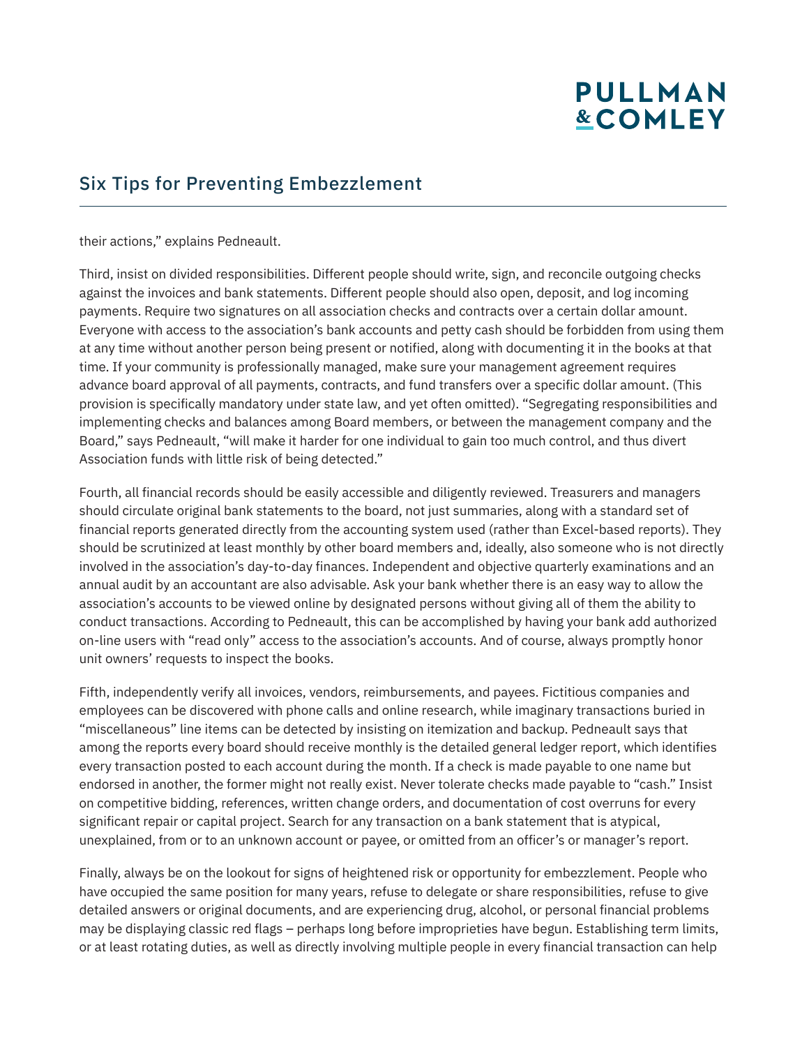their actions," explains Pedneault.

Third, insist on divided responsibilities. Different people should write, sign, and reconcile outgoing checks against the invoices and bank statements. Different people should also open, deposit, and log incoming payments. Require two signatures on all association checks and contracts over a certain dollar amount. Everyone with access to the association's bank accounts and petty cash should be forbidden from using them at any time without another person being present or notified, along with documenting it in the books at that time. If your community is professionally managed, make sure your management agreement requires advance board approval of all payments, contracts, and fund transfers over a specific dollar amount. (This provision is specifically mandatory under state law, and yet often omitted). "Segregating responsibilities and implementing checks and balances among Board members, or between the management company and the Board," says Pedneault, "will make it harder for one individual to gain too much control, and thus divert Association funds with little risk of being detected."

Fourth, all financial records should be easily accessible and diligently reviewed. Treasurers and managers should circulate original bank statements to the board, not just summaries, along with a standard set of financial reports generated directly from the accounting system used (rather than Excel-based reports). They should be scrutinized at least monthly by other board members and, ideally, also someone who is not directly involved in the association's day-to-day finances. Independent and objective quarterly examinations and an annual audit by an accountant are also advisable. Ask your bank whether there is an easy way to allow the association's accounts to be viewed online by designated persons without giving all of them the ability to conduct transactions. According to Pedneault, this can be accomplished by having your bank add authorized on-line users with "read only" access to the association's accounts. And of course, always promptly honor unit owners' requests to inspect the books.

Fifth, independently verify all invoices, vendors, reimbursements, and payees. Fictitious companies and employees can be discovered with phone calls and online research, while imaginary transactions buried in "miscellaneous" line items can be detected by insisting on itemization and backup. Pedneault says that among the reports every board should receive monthly is the detailed general ledger report, which identifies every transaction posted to each account during the month. If a check is made payable to one name but endorsed in another, the former might not really exist. Never tolerate checks made payable to "cash." Insist on competitive bidding, references, written change orders, and documentation of cost overruns for every significant repair or capital project. Search for any transaction on a bank statement that is atypical, unexplained, from or to an unknown account or payee, or omitted from an officer's or manager's report.

Finally, always be on the lookout for signs of heightened risk or opportunity for embezzlement. People who have occupied the same position for many years, refuse to delegate or share responsibilities, refuse to give detailed answers or original documents, and are experiencing drug, alcohol, or personal financial problems may be displaying classic red flags – perhaps long before improprieties have begun. Establishing term limits, or at least rotating duties, as well as directly involving multiple people in every financial transaction can help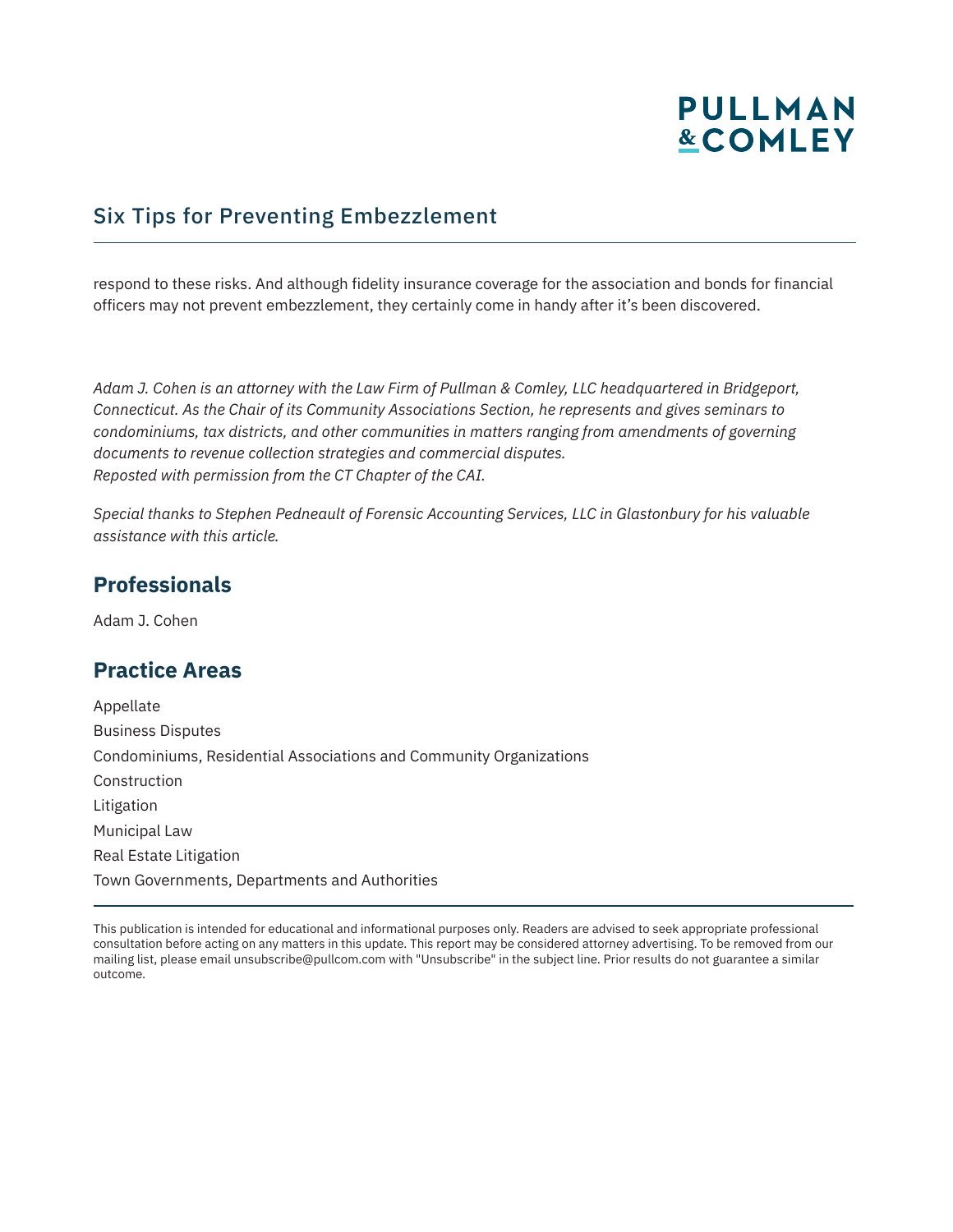respond to these risks. And although fidelity insurance coverage for the association and bonds for financial officers may not prevent embezzlement, they certainly come in handy after it's been discovered.

*Adam J. Cohen is an attorney with the Law Firm of Pullman & Comley, LLC headquartered in Bridgeport, Connecticut. As the Chair of its Community Associations Section, he represents and gives seminars to condominiums, tax districts, and other communities in matters ranging from amendments of governing documents to revenue collection strategies and commercial disputes.*
*Reposted with permission from the CT Chapter of the CAI.*

*Special thanks to Stephen Pedneault of Forensic Accounting Services, LLC in Glastonbury for his valuable assistance with this article.*

## Professionals

Adam J. Cohen

## Practice Areas

Appellate
Business Disputes
Condominiums, Residential Associations and Community Organizations
Construction
Litigation
Municipal Law
Real Estate Litigation
Town Governments, Departments and Authorities

This publication is intended for educational and informational purposes only. Readers are advised to seek appropriate professional consultation before acting on any matters in this update. This report may be considered attorney advertising. To be removed from our mailing list, please email unsubscribe@pullcom.com with "Unsubscribe" in the subject line. Prior results do not guarantee a similar outcome.